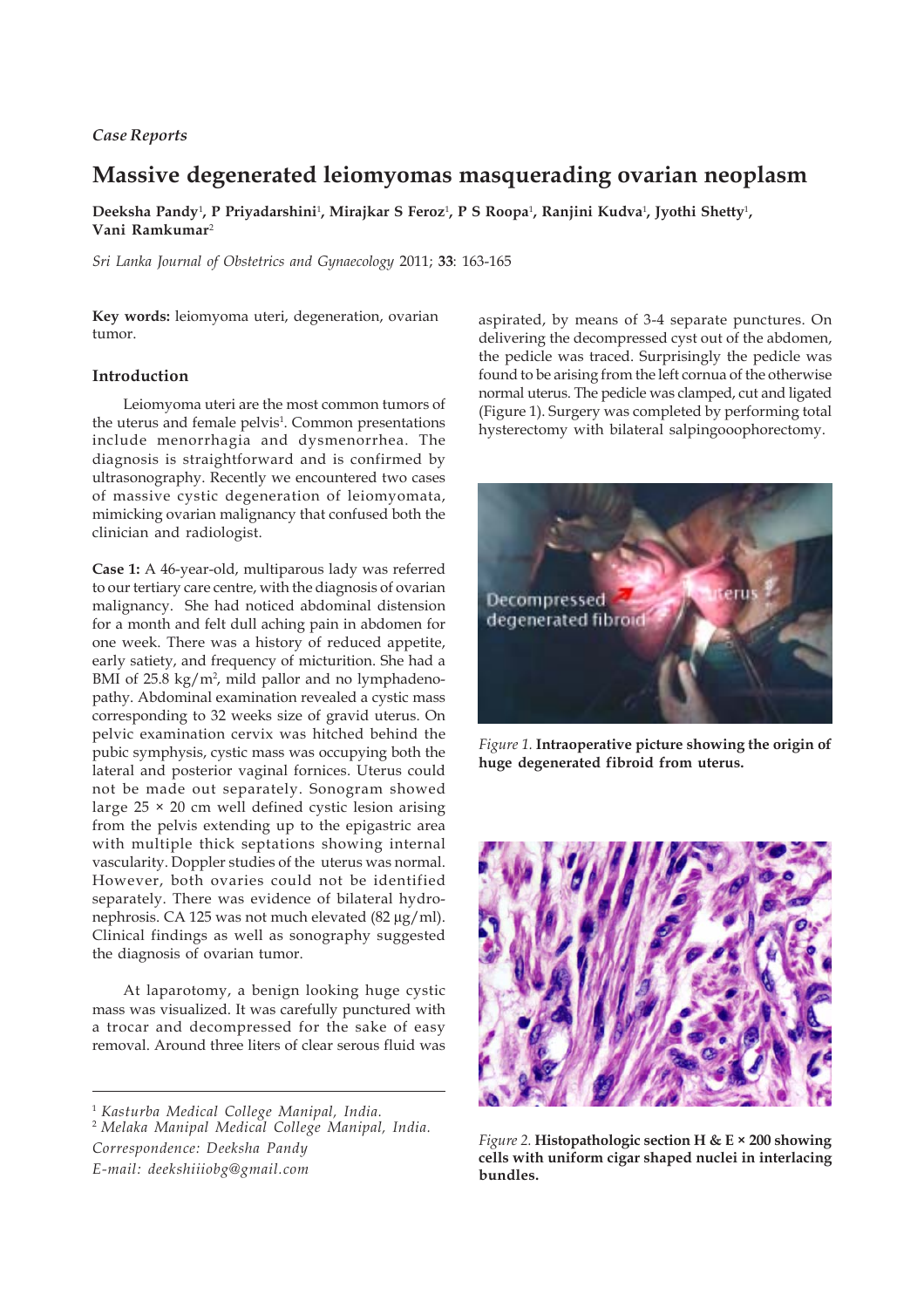*Case Reports*

# Massive degenerated leiomyomas masquerading ovarian neoplasm

**Deeksha Pandy[1], P Priyadarshini[1], Mirajkar S Feroz[1], P S Roopa[1], Ranjini Kudva[1], Jyothi Shetty[1], Vani Ramkumar[2]**

*Sri Lanka Journal of Obstetrics and Gynaecology* 2011; **33**: 163-165

**Key words:** leiomyoma uteri, degeneration, ovarian tumor.

## Introduction

Leiomyoma uteri are the most common tumors of the uterus and female pelvis[1]. Common presentations include menorrhagia and dysmenorrhea. The diagnosis is straightforward and is confirmed by ultrasonography. Recently we encountered two cases of massive cystic degeneration of leiomyomata, mimicking ovarian malignancy that confused both the clinician and radiologist.

**Case 1:** A 46-year-old, multiparous lady was referred to our tertiary care centre, with the diagnosis of ovarian malignancy. She had noticed abdominal distension for a month and felt dull aching pain in abdomen for one week. There was a history of reduced appetite, early satiety, and frequency of micturition. She had a BMI of 25.8 kg/m$^2$, mild pallor and no lymphadenopathy. Abdominal examination revealed a cystic mass corresponding to 32 weeks size of gravid uterus. On pelvic examination cervix was hitched behind the pubic symphysis, cystic mass was occupying both the lateral and posterior vaginal fornices. Uterus could not be made out separately. Sonogram showed large 25 × 20 cm well defined cystic lesion arising from the pelvis extending up to the epigastric area with multiple thick septations showing internal vascularity. Doppler studies of the uterus was normal. However, both ovaries could not be identified separately. There was evidence of bilateral hydronephrosis. CA 125 was not much elevated (82 µg/ml). Clinical findings as well as sonography suggested the diagnosis of ovarian tumor.

At laparotomy, a benign looking huge cystic mass was visualized. It was carefully punctured with a trocar and decompressed for the sake of easy removal. Around three liters of clear serous fluid was aspirated, by means of 3-4 separate punctures. On delivering the decompressed cyst out of the abdomen, the pedicle was traced. Surprisingly the pedicle was found to be arising from the left cornua of the otherwise normal uterus. The pedicle was clamped, cut and ligated (Figure 1). Surgery was completed by performing total hysterectomy with bilateral salpingooophorectomy.

*Figure 1.* **Intraoperative picture showing the origin of huge degenerated fibroid from uterus.**

*Figure 2.* **Histopathologic section H & E × 200 showing cells with uniform cigar shaped nuclei in interlacing bundles.**

---

[1] *Kasturba Medical College Manipal, India.*
[2] *Melaka Manipal Medical College Manipal, India.*
*Correspondence: Deeksha Pandy*
*E-mail: deekshiiiobg@gmail.com*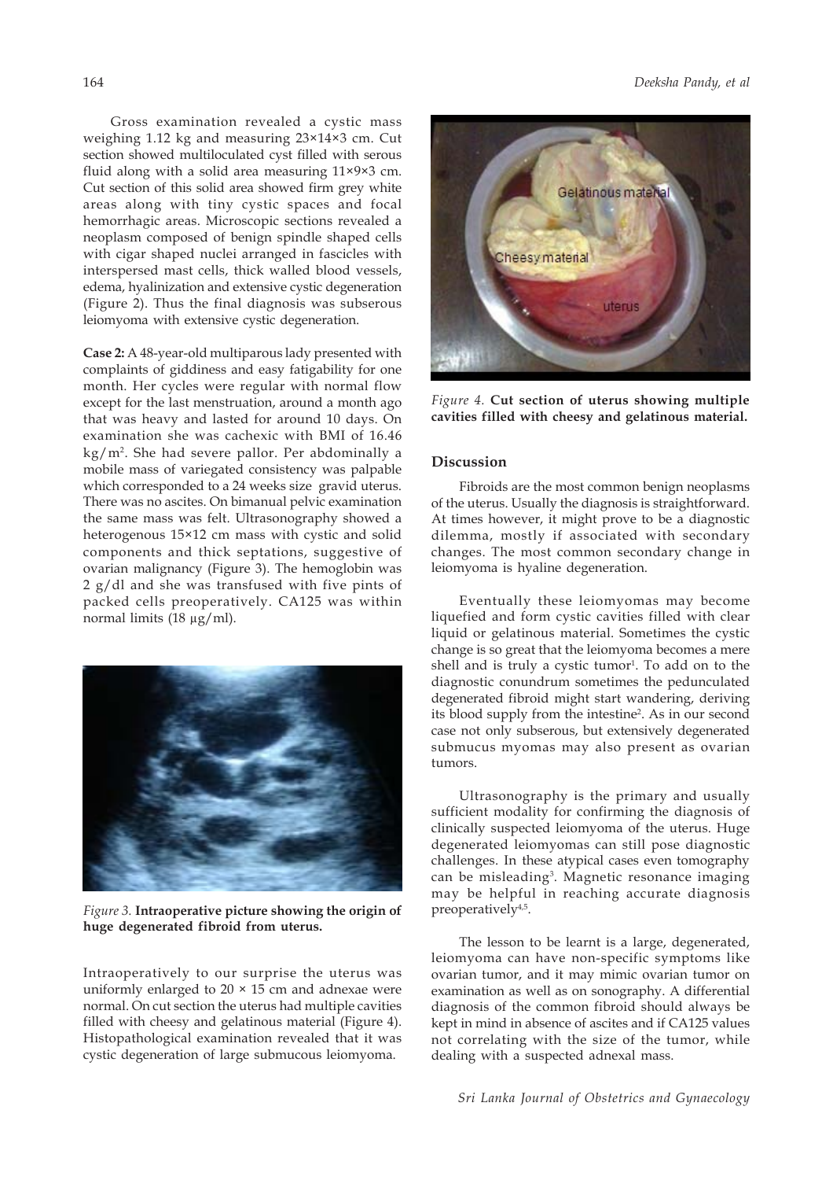Gross examination revealed a cystic mass weighing 1.12 kg and measuring 23×14×3 cm. Cut section showed multiloculated cyst filled with serous fluid along with a solid area measuring 11×9×3 cm. Cut section of this solid area showed firm grey white areas along with tiny cystic spaces and focal hemorrhagic areas. Microscopic sections revealed a neoplasm composed of benign spindle shaped cells with cigar shaped nuclei arranged in fascicles with interspersed mast cells, thick walled blood vessels, edema, hyalinization and extensive cystic degeneration (Figure 2). Thus the final diagnosis was subserous leiomyoma with extensive cystic degeneration.

**Case 2:** A 48-year-old multiparous lady presented with complaints of giddiness and easy fatigability for one month. Her cycles were regular with normal flow except for the last menstruation, around a month ago that was heavy and lasted for around 10 days. On examination she was cachexic with BMI of 16.46 kg/m$^2$. She had severe pallor. Per abdominally a mobile mass of variegated consistency was palpable which corresponded to a 24 weeks size gravid uterus. There was no ascites. On bimanual pelvic examination the same mass was felt. Ultrasonography showed a heterogenous 15×12 cm mass with cystic and solid components and thick septations, suggestive of ovarian malignancy (Figure 3). The hemoglobin was 2 g/dl and she was transfused with five pints of packed cells preoperatively. CA125 was within normal limits (18 µg/ml).

*Figure 3.* **Intraoperative picture showing the origin of huge degenerated fibroid from uterus.**

Intraoperatively to our surprise the uterus was uniformly enlarged to 20 × 15 cm and adnexae were normal. On cut section the uterus had multiple cavities filled with cheesy and gelatinous material (Figure 4). Histopathological examination revealed that it was cystic degeneration of large submucous leiomyoma.

*Figure 4.* **Cut section of uterus showing multiple cavities filled with cheesy and gelatinous material.**

## Discussion

Fibroids are the most common benign neoplasms of the uterus. Usually the diagnosis is straightforward. At times however, it might prove to be a diagnostic dilemma, mostly if associated with secondary changes. The most common secondary change in leiomyoma is hyaline degeneration.

Eventually these leiomyomas may become liquefied and form cystic cavities filled with clear liquid or gelatinous material. Sometimes the cystic change is so great that the leiomyoma becomes a mere shell and is truly a cystic tumor[1]. To add on to the diagnostic conundrum sometimes the pedunculated degenerated fibroid might start wandering, deriving its blood supply from the intestine[2]. As in our second case not only subserous, but extensively degenerated submucus myomas may also present as ovarian tumors.

Ultrasonography is the primary and usually sufficient modality for confirming the diagnosis of clinically suspected leiomyoma of the uterus. Huge degenerated leiomyomas can still pose diagnostic challenges. In these atypical cases even tomography can be misleading[3]. Magnetic resonance imaging may be helpful in reaching accurate diagnosis preoperatively[4,5].

The lesson to be learnt is a large, degenerated, leiomyoma can have non-specific symptoms like ovarian tumor, and it may mimic ovarian tumor on examination as well as on sonography. A differential diagnosis of the common fibroid should always be kept in mind in absence of ascites and if CA125 values not correlating with the size of the tumor, while dealing with a suspected adnexal mass.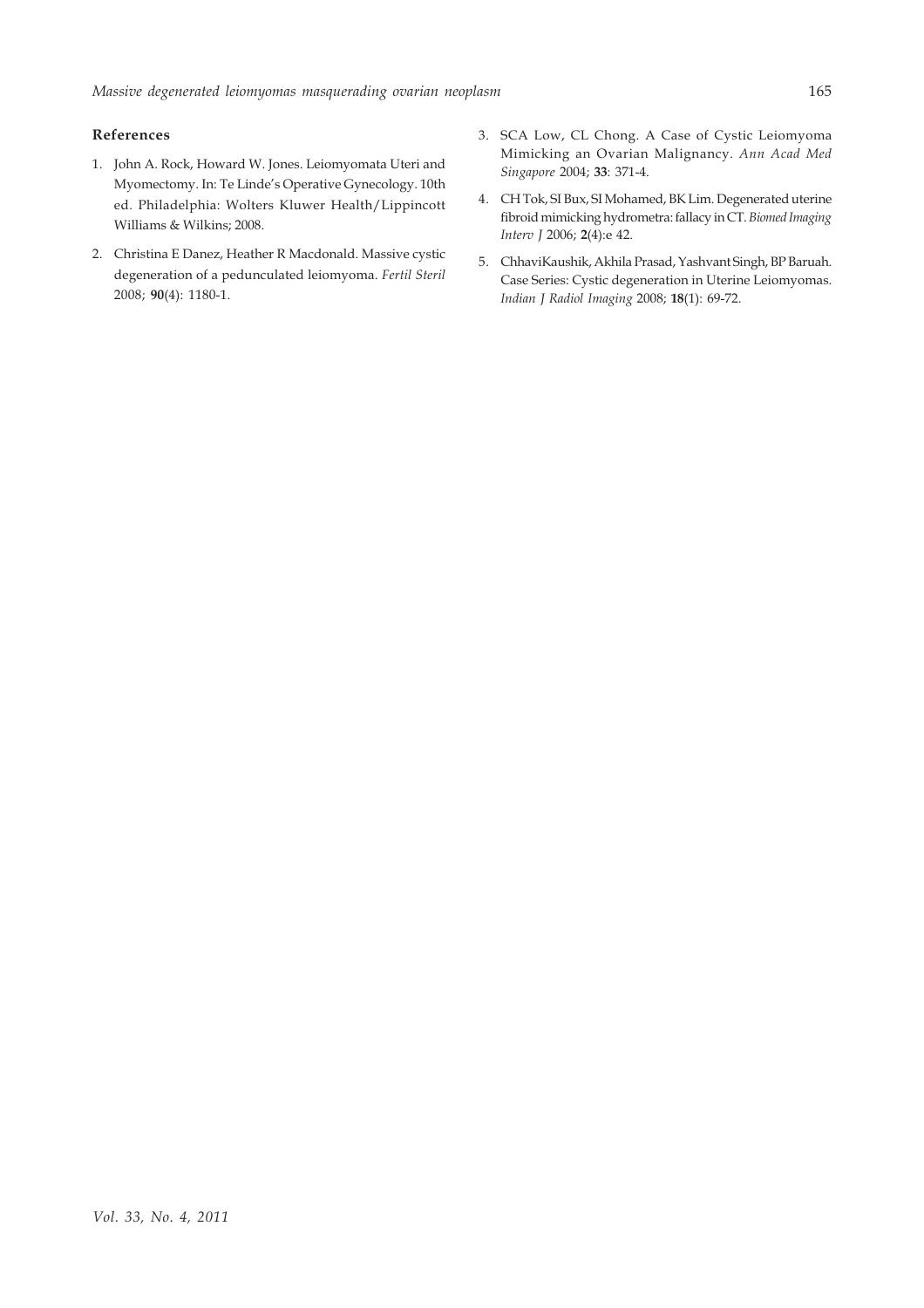## References

1. John A. Rock, Howard W. Jones. Leiomyomata Uteri and Myomectomy. In: Te Linde's Operative Gynecology. 10th ed. Philadelphia: Wolters Kluwer Health/Lippincott Williams & Wilkins; 2008.
2. Christina E Danez, Heather R Macdonald. Massive cystic degeneration of a pedunculated leiomyoma. *Fertil Steril* 2008; **90**(4): 1180-1.
3. SCA Low, CL Chong. A Case of Cystic Leiomyoma Mimicking an Ovarian Malignancy. *Ann Acad Med Singapore* 2004; **33**: 371-4.
4. CH Tok, SI Bux, SI Mohamed, BK Lim. Degenerated uterine fibroid mimicking hydrometra: fallacy in CT. *Biomed Imaging Interv J* 2006; **2**(4):e 42.
5. ChhaviKaushik, Akhila Prasad, Yashvant Singh, BP Baruah. Case Series: Cystic degeneration in Uterine Leiomyomas. *Indian J Radiol Imaging* 2008; **18**(1): 69-72.